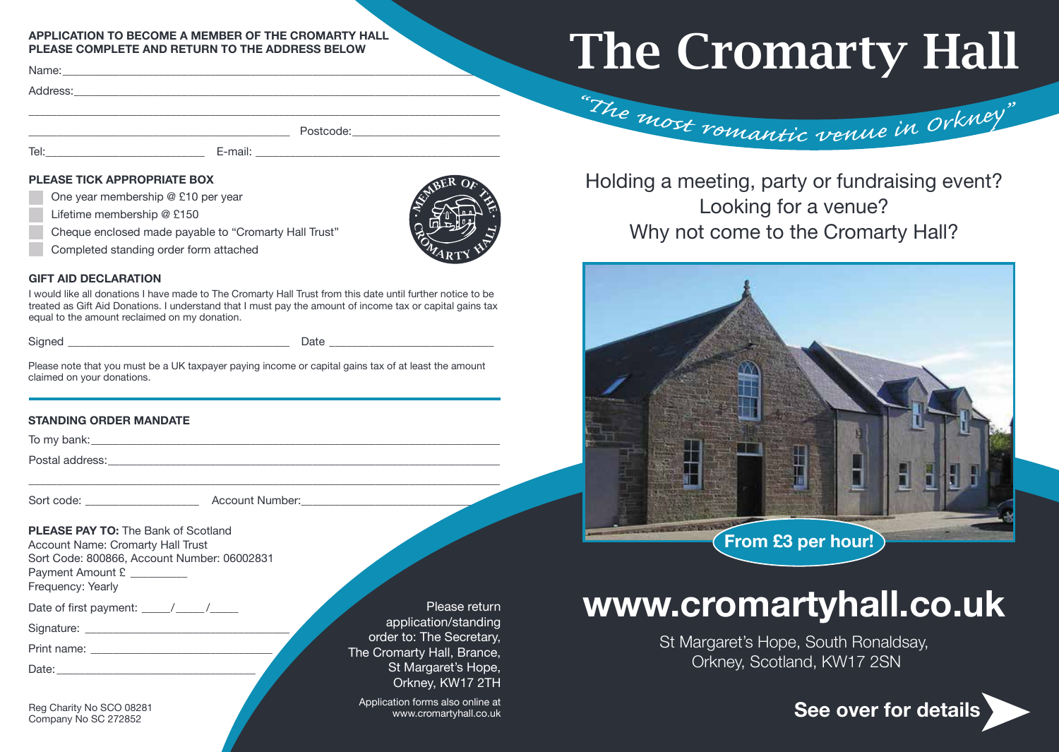**APPLICATION TO BECOME A MEMBER OF THE CROMARTY HALL**
**PLEASE COMPLETE AND RETURN TO THE ADDRESS BELOW**

Name: ______________________________________________

Address: ______________________________________________

______________________________________________

______________________________ Postcode: ____________________

Tel: ____________________ E-mail: ______________________________

**PLEASE TICK APPROPRIATE BOX**

- One year membership @ £10 per year
- Lifetime membership @ £150
- Cheque enclosed made payable to "Cromarty Hall Trust"
- Completed standing order form attached

MEMBER OF THE CROMARTY HALL

**GIFT AID DECLARATION**

I would like all donations I have made to The Cromarty Hall Trust from this date until further notice to be treated as Gift Aid Donations. I understand that I must pay the amount of income tax or capital gains tax equal to the amount reclaimed on my donation.

Signed ______________________________ Date ____________________

Please note that you must be a UK taxpayer paying income or capital gains tax of at least the amount claimed on your donations.

**STANDING ORDER MANDATE**

To my bank: ______________________________________________

Postal address: ______________________________________________

______________________________________________

Sort code: ______________ Account Number: ______________________

**PLEASE PAY TO:** The Bank of Scotland
Account Name: Cromarty Hall Trust
Sort Code: 800866, Account Number: 06002831
Payment Amount £ _________
Frequency: Yearly

Date of first payment: ____/____/____

Signature: ______________________________

Print name: ______________________________

Date: ______________________________

Reg Charity No SCO 08281
Company No SC 272852

Please return application/standing order to: The Secretary, The Cromarty Hall, Brance, St Margaret's Hope, Orkney, KW17 2TH

Application forms also online at www.cromartyhall.co.uk

# The Cromarty Hall

*"The most romantic venue in Orkney"*

Holding a meeting, party or fundraising event?
Looking for a venue?
Why not come to the Cromarty Hall?

**From £3 per hour!**

## www.cromartyhall.co.uk

St Margaret's Hope, South Ronaldsay,
Orkney, Scotland, KW17 2SN

**See over for details**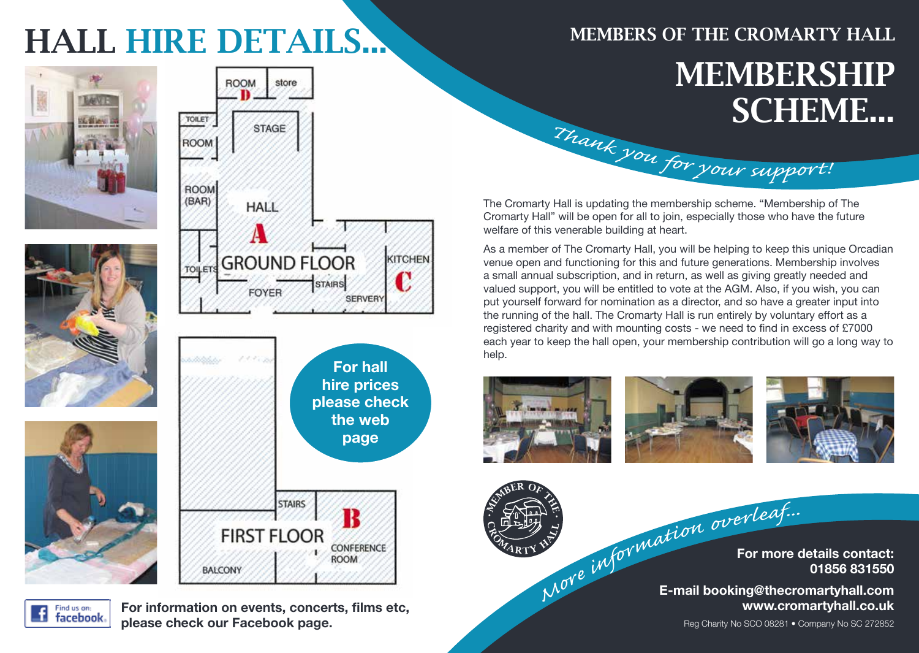# HALL HIRE DETAILS...

ROOM D · store · TOILET ROOM · STAGE · ROOM (BAR) · HALL A · TOILETS · GROUND FLOOR · KITCHEN C · STAIRS · FOYER · SERVERY

STAIRS · B · FIRST FLOOR · CONFERENCE ROOM · BALCONY

**For hall hire prices please check the web page**

Find us on: facebook

**For information on events, concerts, films etc, please check our Facebook page.**

## MEMBERS OF THE CROMARTY HALL

# MEMBERSHIP SCHEME...

*Thank you for your support!*

The Cromarty Hall is updating the membership scheme. "Membership of The Cromarty Hall" will be open for all to join, especially those who have the future welfare of this venerable building at heart.

As a member of The Cromarty Hall, you will be helping to keep this unique Orcadian venue open and functioning for this and future generations. Membership involves a small annual subscription, and in return, as well as giving greatly needed and valued support, you will be entitled to vote at the AGM. Also, if you wish, you can put yourself forward for nomination as a director, and so have a greater input into the running of the hall. The Cromarty Hall is run entirely by voluntary effort as a registered charity and with mounting costs - we need to find in excess of £7000 each year to keep the hall open, your membership contribution will go a long way to help.

MEMBER OF THE CROMARTY HALL

*More information overleaf...*

**For more details contact: 01856 831550**

**E-mail booking@thecromartyhall.com**
**www.cromartyhall.co.uk**

Reg Charity No SCO 08281 • Company No SC 272852